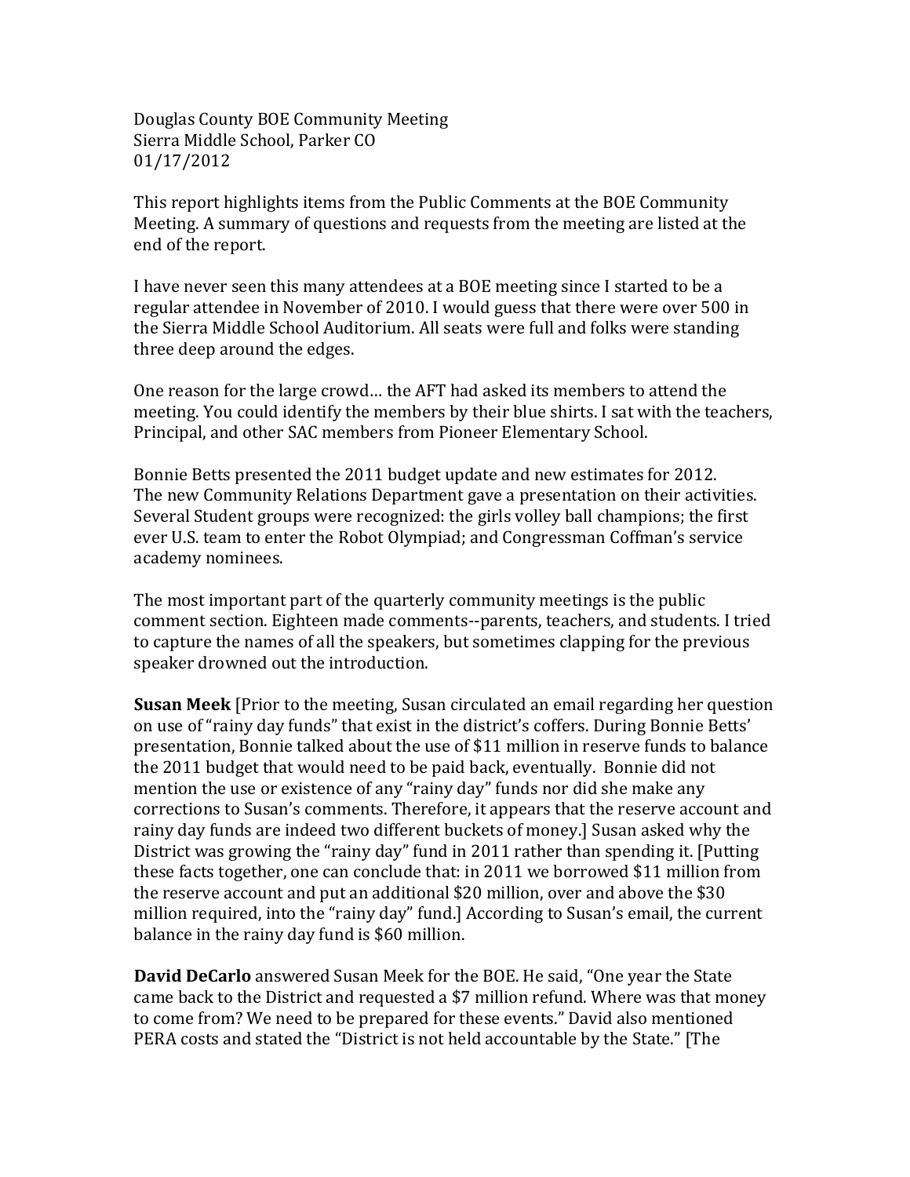Douglas County BOE Community Meeting
Sierra Middle School, Parker CO
01/17/2012

This report highlights items from the Public Comments at the BOE Community Meeting. A summary of questions and requests from the meeting are listed at the end of the report.

I have never seen this many attendees at a BOE meeting since I started to be a regular attendee in November of 2010. I would guess that there were over 500 in the Sierra Middle School Auditorium. All seats were full and folks were standing three deep around the edges.

One reason for the large crowd… the AFT had asked its members to attend the meeting. You could identify the members by their blue shirts. I sat with the teachers, Principal, and other SAC members from Pioneer Elementary School.

Bonnie Betts presented the 2011 budget update and new estimates for 2012. The new Community Relations Department gave a presentation on their activities. Several Student groups were recognized: the girls volley ball champions; the first ever U.S. team to enter the Robot Olympiad; and Congressman Coffman's service academy nominees.

The most important part of the quarterly community meetings is the public comment section. Eighteen made comments--parents, teachers, and students. I tried to capture the names of all the speakers, but sometimes clapping for the previous speaker drowned out the introduction.

**Susan Meek** [Prior to the meeting, Susan circulated an email regarding her question on use of "rainy day funds" that exist in the district's coffers. During Bonnie Betts' presentation, Bonnie talked about the use of $11 million in reserve funds to balance the 2011 budget that would need to be paid back, eventually. Bonnie did not mention the use or existence of any "rainy day" funds nor did she make any corrections to Susan's comments. Therefore, it appears that the reserve account and rainy day funds are indeed two different buckets of money.] Susan asked why the District was growing the "rainy day" fund in 2011 rather than spending it. [Putting these facts together, one can conclude that: in 2011 we borrowed $11 million from the reserve account and put an additional $20 million, over and above the $30 million required, into the "rainy day" fund.] According to Susan's email, the current balance in the rainy day fund is $60 million.

**David DeCarlo** answered Susan Meek for the BOE. He said, "One year the State came back to the District and requested a $7 million refund. Where was that money to come from? We need to be prepared for these events." David also mentioned PERA costs and stated the "District is not held accountable by the State." [The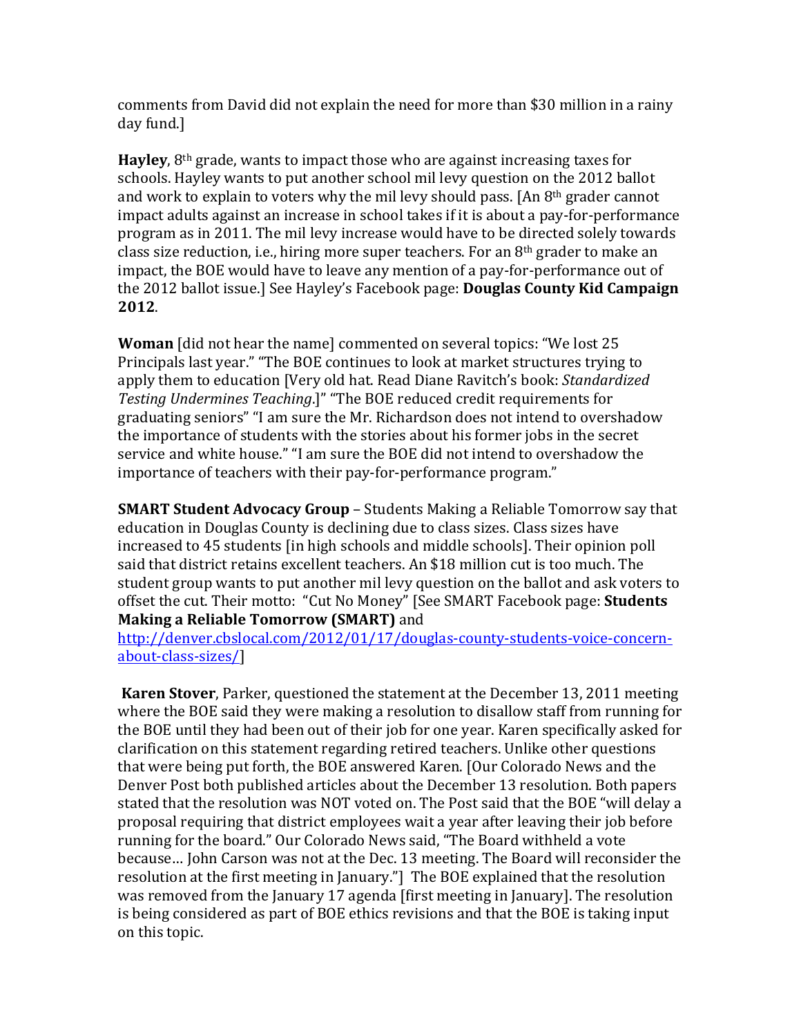comments from David did not explain the need for more than $30 million in a rainy day fund.]

**Hayley**, 8th grade, wants to impact those who are against increasing taxes for schools. Hayley wants to put another school mil levy question on the 2012 ballot and work to explain to voters why the mil levy should pass. [An 8th grader cannot impact adults against an increase in school takes if it is about a pay-for-performance program as in 2011. The mil levy increase would have to be directed solely towards class size reduction, i.e., hiring more super teachers. For an 8th grader to make an impact, the BOE would have to leave any mention of a pay-for-performance out of the 2012 ballot issue.] See Hayley's Facebook page: **Douglas County Kid Campaign 2012**.

**Woman** [did not hear the name] commented on several topics: "We lost 25 Principals last year." "The BOE continues to look at market structures trying to apply them to education [Very old hat. Read Diane Ravitch's book: *Standardized Testing Undermines Teaching*.]" "The BOE reduced credit requirements for graduating seniors" "I am sure the Mr. Richardson does not intend to overshadow the importance of students with the stories about his former jobs in the secret service and white house." "I am sure the BOE did not intend to overshadow the importance of teachers with their pay-for-performance program."

**SMART Student Advocacy Group** – Students Making a Reliable Tomorrow say that education in Douglas County is declining due to class sizes. Class sizes have increased to 45 students [in high schools and middle schools]. Their opinion poll said that district retains excellent teachers. An $18 million cut is too much. The student group wants to put another mil levy question on the ballot and ask voters to offset the cut. Their motto: "Cut No Money" [See SMART Facebook page: **Students Making a Reliable Tomorrow (SMART)** and http://denver.cbslocal.com/2012/01/17/douglas-county-students-voice-concern-about-class-sizes/]

**Karen Stover**, Parker, questioned the statement at the December 13, 2011 meeting where the BOE said they were making a resolution to disallow staff from running for the BOE until they had been out of their job for one year. Karen specifically asked for clarification on this statement regarding retired teachers. Unlike other questions that were being put forth, the BOE answered Karen. [Our Colorado News and the Denver Post both published articles about the December 13 resolution. Both papers stated that the resolution was NOT voted on. The Post said that the BOE "will delay a proposal requiring that district employees wait a year after leaving their job before running for the board." Our Colorado News said, "The Board withheld a vote because… John Carson was not at the Dec. 13 meeting. The Board will reconsider the resolution at the first meeting in January."] The BOE explained that the resolution was removed from the January 17 agenda [first meeting in January]. The resolution is being considered as part of BOE ethics revisions and that the BOE is taking input on this topic.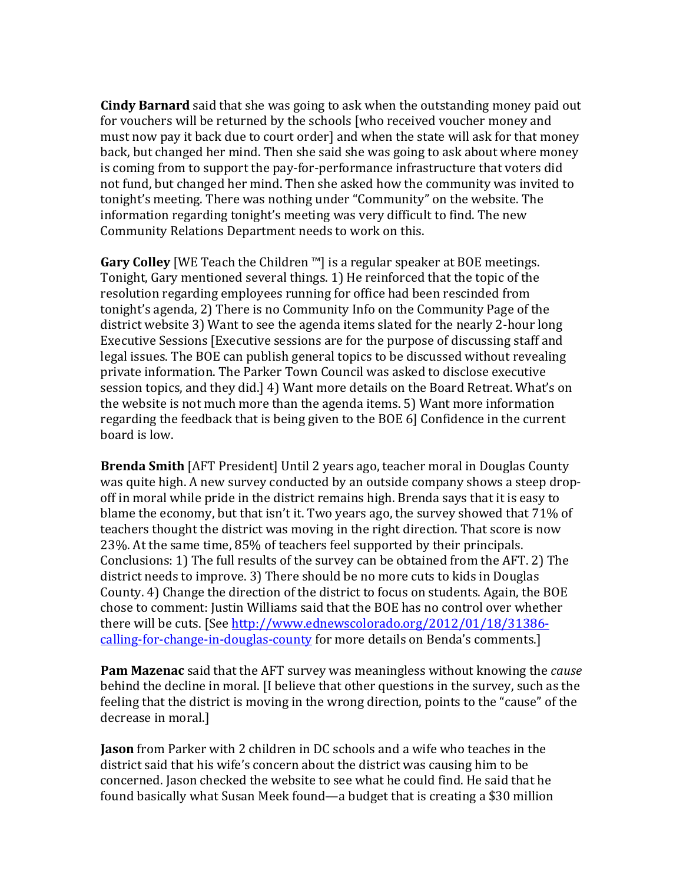**Cindy Barnard** said that she was going to ask when the outstanding money paid out for vouchers will be returned by the schools [who received voucher money and must now pay it back due to court order] and when the state will ask for that money back, but changed her mind. Then she said she was going to ask about where money is coming from to support the pay-for-performance infrastructure that voters did not fund, but changed her mind. Then she asked how the community was invited to tonight's meeting. There was nothing under "Community" on the website. The information regarding tonight's meeting was very difficult to find. The new Community Relations Department needs to work on this.

**Gary Colley** [WE Teach the Children ™] is a regular speaker at BOE meetings. Tonight, Gary mentioned several things. 1) He reinforced that the topic of the resolution regarding employees running for office had been rescinded from tonight's agenda, 2) There is no Community Info on the Community Page of the district website 3) Want to see the agenda items slated for the nearly 2-hour long Executive Sessions [Executive sessions are for the purpose of discussing staff and legal issues. The BOE can publish general topics to be discussed without revealing private information. The Parker Town Council was asked to disclose executive session topics, and they did.] 4) Want more details on the Board Retreat. What's on the website is not much more than the agenda items. 5) Want more information regarding the feedback that is being given to the BOE 6] Confidence in the current board is low.

**Brenda Smith** [AFT President] Until 2 years ago, teacher moral in Douglas County was quite high. A new survey conducted by an outside company shows a steep drop-off in moral while pride in the district remains high. Brenda says that it is easy to blame the economy, but that isn't it. Two years ago, the survey showed that 71% of teachers thought the district was moving in the right direction. That score is now 23%. At the same time, 85% of teachers feel supported by their principals. Conclusions: 1) The full results of the survey can be obtained from the AFT. 2) The district needs to improve. 3) There should be no more cuts to kids in Douglas County. 4) Change the direction of the district to focus on students. Again, the BOE chose to comment: Justin Williams said that the BOE has no control over whether there will be cuts. [See [http://www.ednewscolorado.org/2012/01/18/31386-calling-for-change-in-douglas-county](http://www.ednewscolorado.org/2012/01/18/31386-calling-for-change-in-douglas-county) for more details on Benda's comments.]

**Pam Mazenac** said that the AFT survey was meaningless without knowing the *cause* behind the decline in moral. [I believe that other questions in the survey, such as the feeling that the district is moving in the wrong direction, points to the "cause" of the decrease in moral.]

**Jason** from Parker with 2 children in DC schools and a wife who teaches in the district said that his wife's concern about the district was causing him to be concerned. Jason checked the website to see what he could find. He said that he found basically what Susan Meek found—a budget that is creating a $30 million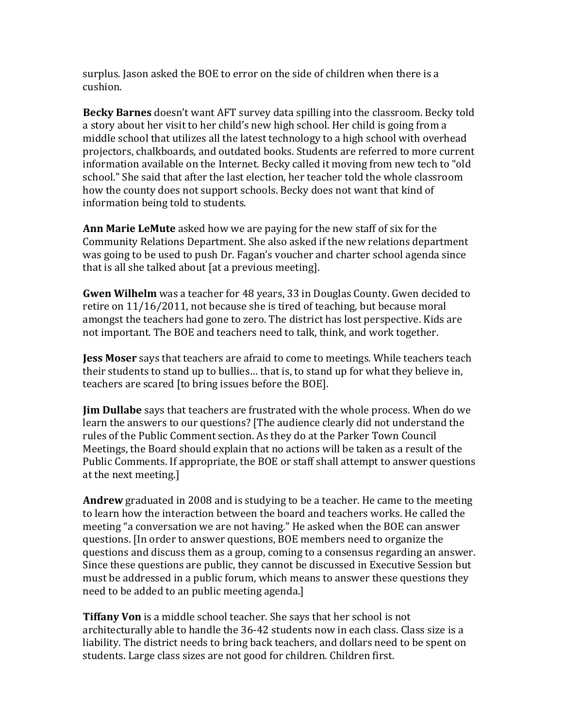surplus. Jason asked the BOE to error on the side of children when there is a cushion.

**Becky Barnes** doesn't want AFT survey data spilling into the classroom. Becky told a story about her visit to her child's new high school. Her child is going from a middle school that utilizes all the latest technology to a high school with overhead projectors, chalkboards, and outdated books. Students are referred to more current information available on the Internet. Becky called it moving from new tech to "old school." She said that after the last election, her teacher told the whole classroom how the county does not support schools. Becky does not want that kind of information being told to students.

**Ann Marie LeMute** asked how we are paying for the new staff of six for the Community Relations Department. She also asked if the new relations department was going to be used to push Dr. Fagan's voucher and charter school agenda since that is all she talked about [at a previous meeting].

**Gwen Wilhelm** was a teacher for 48 years, 33 in Douglas County. Gwen decided to retire on 11/16/2011, not because she is tired of teaching, but because moral amongst the teachers had gone to zero. The district has lost perspective. Kids are not important. The BOE and teachers need to talk, think, and work together.

**Jess Moser** says that teachers are afraid to come to meetings. While teachers teach their students to stand up to bullies… that is, to stand up for what they believe in, teachers are scared [to bring issues before the BOE].

**Jim Dullabe** says that teachers are frustrated with the whole process. When do we learn the answers to our questions? [The audience clearly did not understand the rules of the Public Comment section. As they do at the Parker Town Council Meetings, the Board should explain that no actions will be taken as a result of the Public Comments. If appropriate, the BOE or staff shall attempt to answer questions at the next meeting.]

**Andrew** graduated in 2008 and is studying to be a teacher. He came to the meeting to learn how the interaction between the board and teachers works. He called the meeting "a conversation we are not having." He asked when the BOE can answer questions. [In order to answer questions, BOE members need to organize the questions and discuss them as a group, coming to a consensus regarding an answer. Since these questions are public, they cannot be discussed in Executive Session but must be addressed in a public forum, which means to answer these questions they need to be added to an public meeting agenda.]

**Tiffany Von** is a middle school teacher. She says that her school is not architecturally able to handle the 36-42 students now in each class. Class size is a liability. The district needs to bring back teachers, and dollars need to be spent on students. Large class sizes are not good for children. Children first.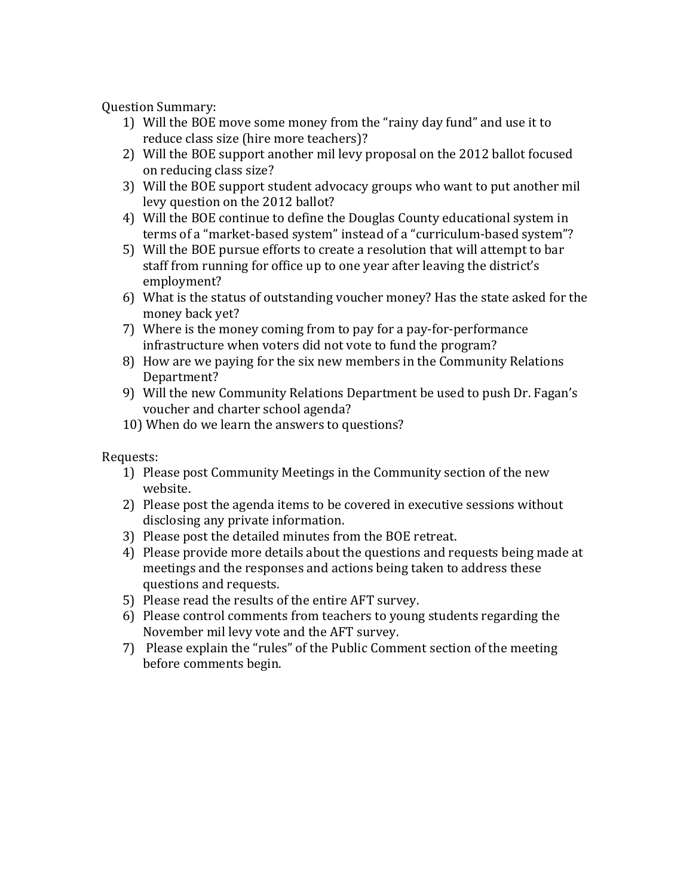Question Summary:

1) Will the BOE move some money from the "rainy day fund" and use it to reduce class size (hire more teachers)?
2) Will the BOE support another mil levy proposal on the 2012 ballot focused on reducing class size?
3) Will the BOE support student advocacy groups who want to put another mil levy question on the 2012 ballot?
4) Will the BOE continue to define the Douglas County educational system in terms of a "market-based system" instead of a "curriculum-based system"?
5) Will the BOE pursue efforts to create a resolution that will attempt to bar staff from running for office up to one year after leaving the district's employment?
6) What is the status of outstanding voucher money? Has the state asked for the money back yet?
7) Where is the money coming from to pay for a pay-for-performance infrastructure when voters did not vote to fund the program?
8) How are we paying for the six new members in the Community Relations Department?
9) Will the new Community Relations Department be used to push Dr. Fagan's voucher and charter school agenda?
10) When do we learn the answers to questions?

Requests:

1) Please post Community Meetings in the Community section of the new website.
2) Please post the agenda items to be covered in executive sessions without disclosing any private information.
3) Please post the detailed minutes from the BOE retreat.
4) Please provide more details about the questions and requests being made at meetings and the responses and actions being taken to address these questions and requests.
5) Please read the results of the entire AFT survey.
6) Please control comments from teachers to young students regarding the November mil levy vote and the AFT survey.
7) Please explain the "rules" of the Public Comment section of the meeting before comments begin.